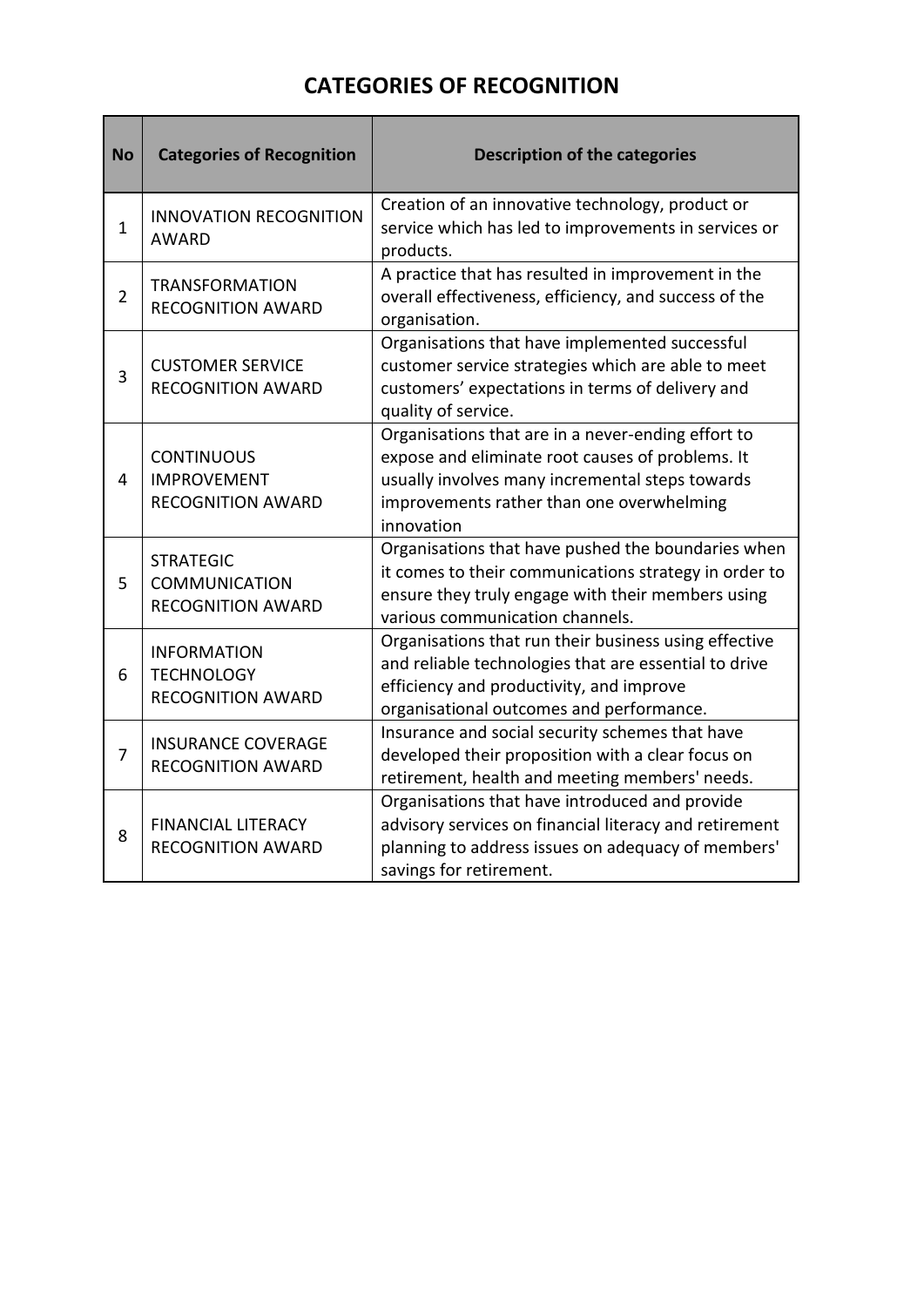# CATEGORIES OF RECOGNITION

| No | Categories of Recognition | Description of the categories |
|---|---|---|
| 1 | INNOVATION RECOGNITION AWARD | Creation of an innovative technology, product or service which has led to improvements in services or products. |
| 2 | TRANSFORMATION RECOGNITION AWARD | A practice that has resulted in improvement in the overall effectiveness, efficiency, and success of the organisation. |
| 3 | CUSTOMER SERVICE RECOGNITION AWARD | Organisations that have implemented successful customer service strategies which are able to meet customers' expectations in terms of delivery and quality of service. |
| 4 | CONTINUOUS IMPROVEMENT RECOGNITION AWARD | Organisations that are in a never-ending effort to expose and eliminate root causes of problems. It usually involves many incremental steps towards improvements rather than one overwhelming innovation |
| 5 | STRATEGIC COMMUNICATION RECOGNITION AWARD | Organisations that have pushed the boundaries when it comes to their communications strategy in order to ensure they truly engage with their members using various communication channels. |
| 6 | INFORMATION TECHNOLOGY RECOGNITION AWARD | Organisations that run their business using effective and reliable technologies that are essential to drive efficiency and productivity, and improve organisational outcomes and performance. |
| 7 | INSURANCE COVERAGE RECOGNITION AWARD | Insurance and social security schemes that have developed their proposition with a clear focus on retirement, health and meeting members' needs. |
| 8 | FINANCIAL LITERACY RECOGNITION AWARD | Organisations that have introduced and provide advisory services on financial literacy and retirement planning to address issues on adequacy of members' savings for retirement. |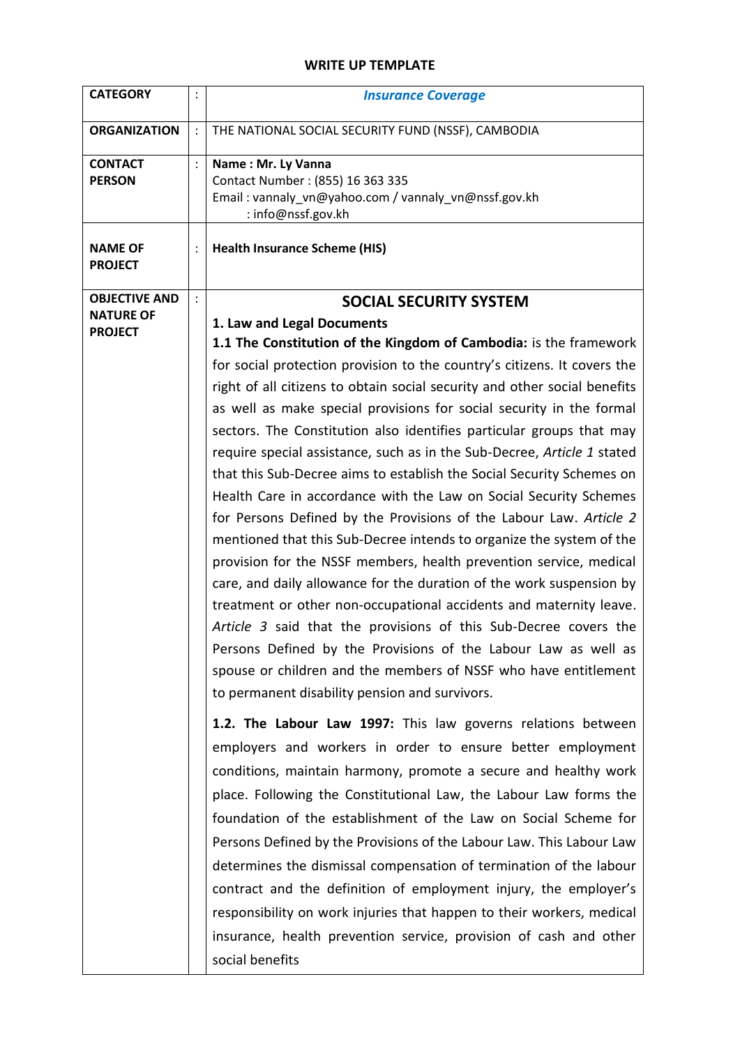**WRITE UP TEMPLATE**

| | | |
|---|---|---|
| **CATEGORY** | : | ***Insurance Coverage*** |
| **ORGANIZATION** | : | THE NATIONAL SOCIAL SECURITY FUND (NSSF), CAMBODIA |
| **CONTACT PERSON** | : | **Name : Mr. Ly Vanna**<br>Contact Number : (855) 16 363 335<br>Email : vannaly_vn@yahoo.com / vannaly_vn@nssf.gov.kh<br>: info@nssf.gov.kh |
| **NAME OF PROJECT** | : | **Health Insurance Scheme (HIS)** |
| **OBJECTIVE AND NATURE OF PROJECT** | : | **SOCIAL SECURITY SYSTEM**<br>**1. Law and Legal Documents**<br>**1.1 The Constitution of the Kingdom of Cambodia:** is the framework for social protection provision to the country's citizens. It covers the right of all citizens to obtain social security and other social benefits as well as make special provisions for social security in the formal sectors. The Constitution also identifies particular groups that may require special assistance, such as in the Sub-Decree, *Article 1* stated that this Sub-Decree aims to establish the Social Security Schemes on Health Care in accordance with the Law on Social Security Schemes for Persons Defined by the Provisions of the Labour Law. *Article 2* mentioned that this Sub-Decree intends to organize the system of the provision for the NSSF members, health prevention service, medical care, and daily allowance for the duration of the work suspension by treatment or other non-occupational accidents and maternity leave. *Article 3* said that the provisions of this Sub-Decree covers the Persons Defined by the Provisions of the Labour Law as well as spouse or children and the members of NSSF who have entitlement to permanent disability pension and survivors.<br><br>**1.2. The Labour Law 1997:** This law governs relations between employers and workers in order to ensure better employment conditions, maintain harmony, promote a secure and healthy work place. Following the Constitutional Law, the Labour Law forms the foundation of the establishment of the Law on Social Scheme for Persons Defined by the Provisions of the Labour Law. This Labour Law determines the dismissal compensation of termination of the labour contract and the definition of employment injury, the employer's responsibility on work injuries that happen to their workers, medical insurance, health prevention service, provision of cash and other social benefits |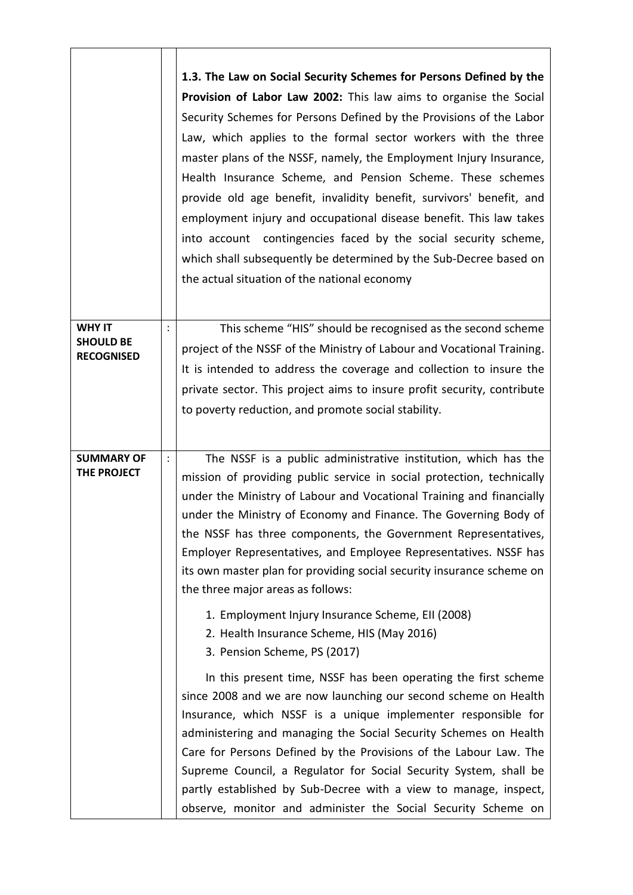| | | |
|---|---|---|
| | | **1.3. The Law on Social Security Schemes for Persons Defined by the Provision of Labor Law 2002:** This law aims to organise the Social Security Schemes for Persons Defined by the Provisions of the Labor Law, which applies to the formal sector workers with the three master plans of the NSSF, namely, the Employment Injury Insurance, Health Insurance Scheme, and Pension Scheme. These schemes provide old age benefit, invalidity benefit, survivors' benefit, and employment injury and occupational disease benefit. This law takes into account contingencies faced by the social security scheme, which shall subsequently be determined by the Sub-Decree based on the actual situation of the national economy |
| **WHY IT SHOULD BE RECOGNISED** | : | This scheme "HIS" should be recognised as the second scheme project of the NSSF of the Ministry of Labour and Vocational Training. It is intended to address the coverage and collection to insure the private sector. This project aims to insure profit security, contribute to poverty reduction, and promote social stability. |
| **SUMMARY OF THE PROJECT** | : | The NSSF is a public administrative institution, which has the mission of providing public service in social protection, technically under the Ministry of Labour and Vocational Training and financially under the Ministry of Economy and Finance. The Governing Body of the NSSF has three components, the Government Representatives, Employer Representatives, and Employee Representatives. NSSF has its own master plan for providing social security insurance scheme on the three major areas as follows:<br><br>1. Employment Injury Insurance Scheme, EII (2008)<br>2. Health Insurance Scheme, HIS (May 2016)<br>3. Pension Scheme, PS (2017)<br><br>In this present time, NSSF has been operating the first scheme since 2008 and we are now launching our second scheme on Health Insurance, which NSSF is a unique implementer responsible for administering and managing the Social Security Schemes on Health Care for Persons Defined by the Provisions of the Labour Law. The Supreme Council, a Regulator for Social Security System, shall be partly established by Sub-Decree with a view to manage, inspect, observe, monitor and administer the Social Security Scheme on |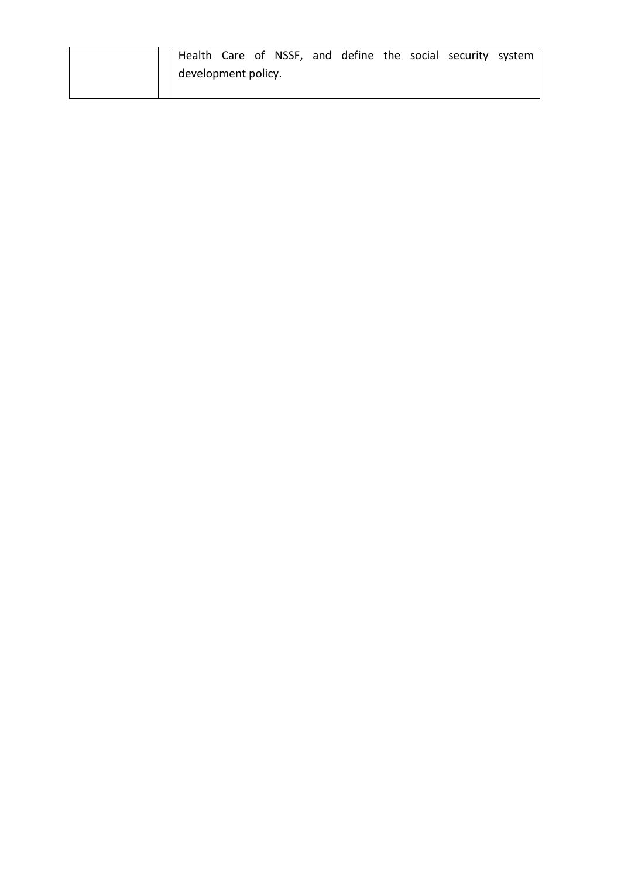| | | |
|---|---|---|
| | | Health Care of NSSF, and define the social security system development policy. |